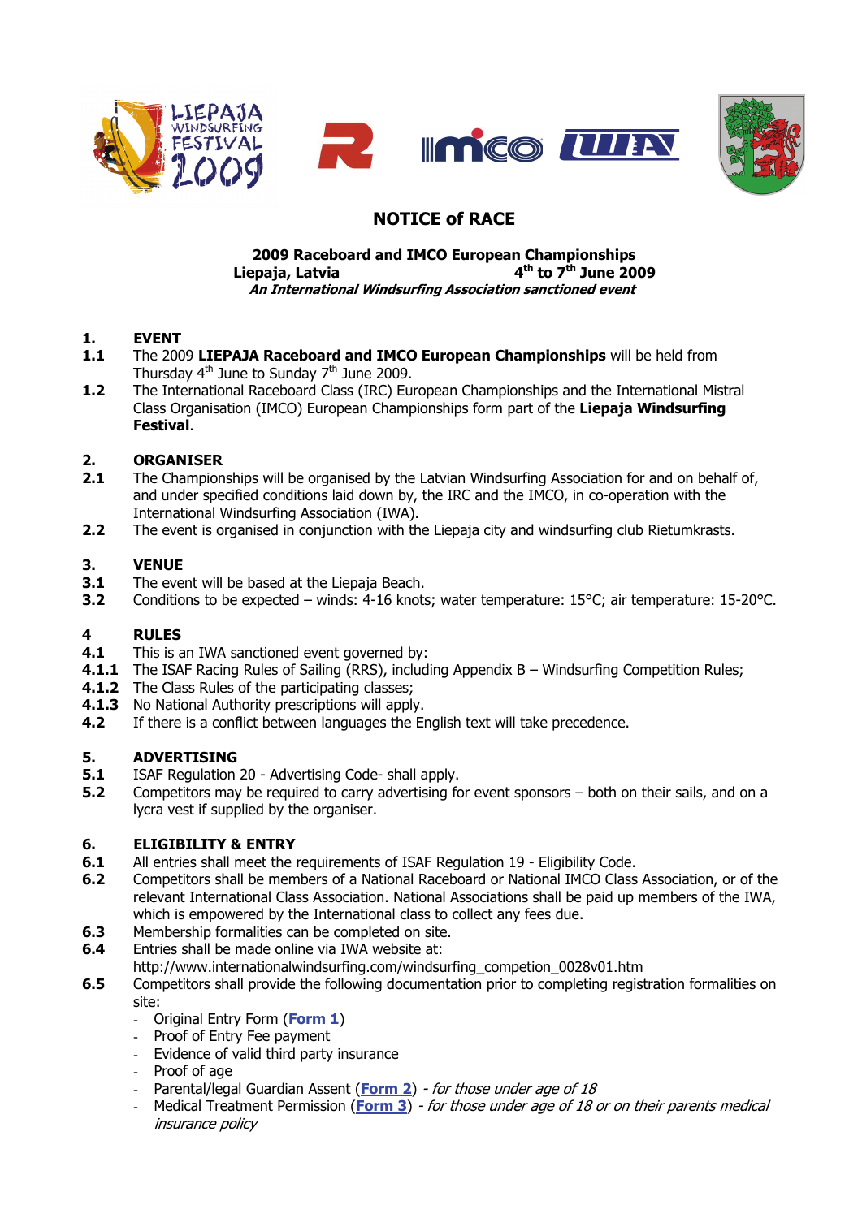# NOTICE of RACE

**2009 Raceboard and IMCO European Championships**
**Liepaja, Latvia 4th to 7th June 2009**
***An International Windsurfing Association sanctioned event***

## 1. EVENT

**1.1** The 2009 **LIEPAJA Raceboard and IMCO European Championships** will be held from Thursday 4th June to Sunday 7th June 2009.

**1.2** The International Raceboard Class (IRC) European Championships and the International Mistral Class Organisation (IMCO) European Championships form part of the **Liepaja Windsurfing Festival**.

## 2. ORGANISER

**2.1** The Championships will be organised by the Latvian Windsurfing Association for and on behalf of, and under specified conditions laid down by, the IRC and the IMCO, in co-operation with the International Windsurfing Association (IWA).

**2.2** The event is organised in conjunction with the Liepaja city and windsurfing club Rietumkrasts.

## 3. VENUE

**3.1** The event will be based at the Liepaja Beach.

**3.2** Conditions to be expected – winds: 4-16 knots; water temperature: 15°C; air temperature: 15-20°C.

## 4 RULES

**4.1** This is an IWA sanctioned event governed by:

**4.1.1** The ISAF Racing Rules of Sailing (RRS), including Appendix B – Windsurfing Competition Rules;

**4.1.2** The Class Rules of the participating classes;

**4.1.3** No National Authority prescriptions will apply.

**4.2** If there is a conflict between languages the English text will take precedence.

## 5. ADVERTISING

**5.1** ISAF Regulation 20 - Advertising Code- shall apply.

**5.2** Competitors may be required to carry advertising for event sponsors – both on their sails, and on a lycra vest if supplied by the organiser.

## 6. ELIGIBILITY & ENTRY

**6.1** All entries shall meet the requirements of ISAF Regulation 19 - Eligibility Code.

**6.2** Competitors shall be members of a National Raceboard or National IMCO Class Association, or of the relevant International Class Association. National Associations shall be paid up members of the IWA, which is empowered by the International class to collect any fees due.

**6.3** Membership formalities can be completed on site.

**6.4** Entries shall be made online via IWA website at:
http://www.internationalwindsurfing.com/windsurfing_competion_0028v01.htm

**6.5** Competitors shall provide the following documentation prior to completing registration formalities on site:

- Original Entry Form (**Form 1**)
- Proof of Entry Fee payment
- Evidence of valid third party insurance
- Proof of age
- Parental/legal Guardian Assent (**Form 2**) - *for those under age of 18*
- Medical Treatment Permission (**Form 3**) - *for those under age of 18 or on their parents medical insurance policy*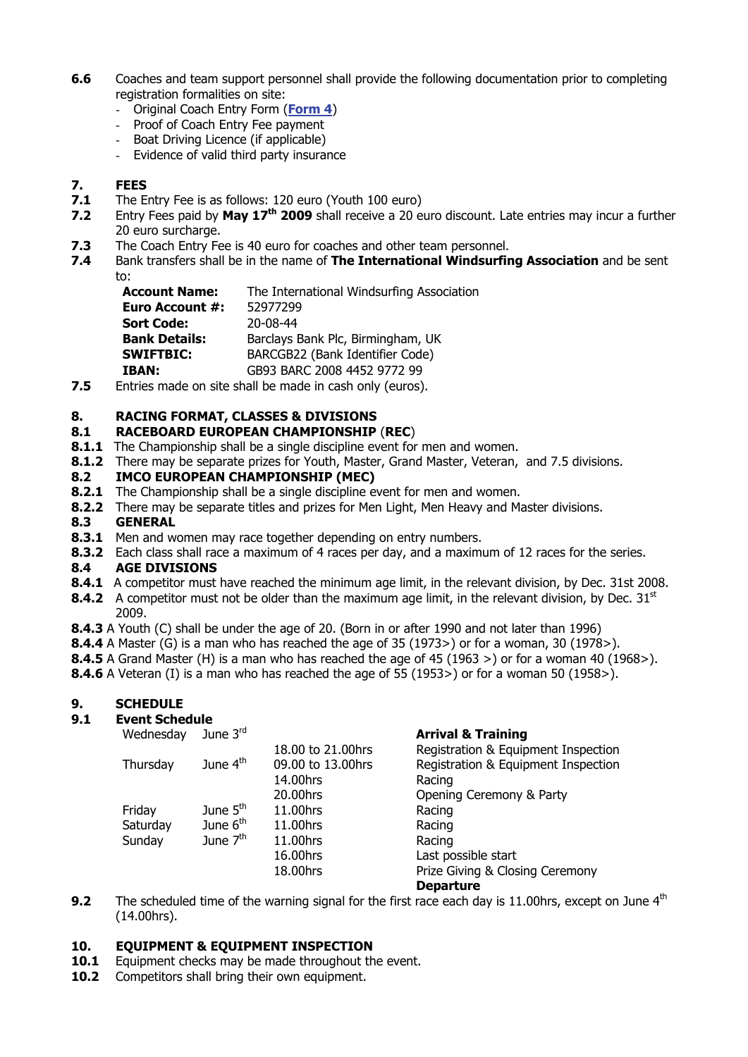**6.6** Coaches and team support personnel shall provide the following documentation prior to completing registration formalities on site:

- Original Coach Entry Form (**Form 4**)
- Proof of Coach Entry Fee payment
- Boat Driving Licence (if applicable)
- Evidence of valid third party insurance

## 7. FEES

**7.1** The Entry Fee is as follows: 120 euro (Youth 100 euro)

**7.2** Entry Fees paid by **May 17th 2009** shall receive a 20 euro discount. Late entries may incur a further 20 euro surcharge.

**7.3** The Coach Entry Fee is 40 euro for coaches and other team personnel.

**7.4** Bank transfers shall be in the name of **The International Windsurfing Association** and be sent to:

| | |
|---|---|
| **Account Name:** | The International Windsurfing Association |
| **Euro Account #:** | 52977299 |
| **Sort Code:** | 20-08-44 |
| **Bank Details:** | Barclays Bank Plc, Birmingham, UK |
| **SWIFTBIC:** | BARCGB22 (Bank Identifier Code) |
| **IBAN:** | GB93 BARC 2008 4452 9772 99 |

**7.5** Entries made on site shall be made in cash only (euros).

## 8. RACING FORMAT, CLASSES & DIVISIONS

### 8.1 RACEBOARD EUROPEAN CHAMPIONSHIP (REC)

**8.1.1** The Championship shall be a single discipline event for men and women.

**8.1.2** There may be separate prizes for Youth, Master, Grand Master, Veteran, and 7.5 divisions.

### 8.2 IMCO EUROPEAN CHAMPIONSHIP (MEC)

**8.2.1** The Championship shall be a single discipline event for men and women.

**8.2.2** There may be separate titles and prizes for Men Light, Men Heavy and Master divisions.

### 8.3 GENERAL

**8.3.1** Men and women may race together depending on entry numbers.

**8.3.2** Each class shall race a maximum of 4 races per day, and a maximum of 12 races for the series.

### 8.4 AGE DIVISIONS

**8.4.1** A competitor must have reached the minimum age limit, in the relevant division, by Dec. 31st 2008.

**8.4.2** A competitor must not be older than the maximum age limit, in the relevant division, by Dec. 31st 2009.

**8.4.3** A Youth (C) shall be under the age of 20. (Born in or after 1990 and not later than 1996)

**8.4.4** A Master (G) is a man who has reached the age of 35 (1973>) or for a woman, 30 (1978>).

**8.4.5** A Grand Master (H) is a man who has reached the age of 45 (1963 >) or for a woman 40 (1968>).

**8.4.6** A Veteran (I) is a man who has reached the age of 55 (1953>) or for a woman 50 (1958>).

## 9. SCHEDULE

### 9.1 Event Schedule

| | | | |
|---|---|---|---|
| Wednesday | June 3rd | | **Arrival & Training** |
| | | 18.00 to 21.00hrs | Registration & Equipment Inspection |
| Thursday | June 4th | 09.00 to 13.00hrs | Registration & Equipment Inspection |
| | | 14.00hrs | Racing |
| | | 20.00hrs | Opening Ceremony & Party |
| Friday | June 5th | 11.00hrs | Racing |
| Saturday | June 6th | 11.00hrs | Racing |
| Sunday | June 7th | 11.00hrs | Racing |
| | | 16.00hrs | Last possible start |
| | | 18.00hrs | Prize Giving & Closing Ceremony |
| | | | **Departure** |

**9.2** The scheduled time of the warning signal for the first race each day is 11.00hrs, except on June 4th (14.00hrs).

## 10. EQUIPMENT & EQUIPMENT INSPECTION

**10.1** Equipment checks may be made throughout the event.

**10.2** Competitors shall bring their own equipment.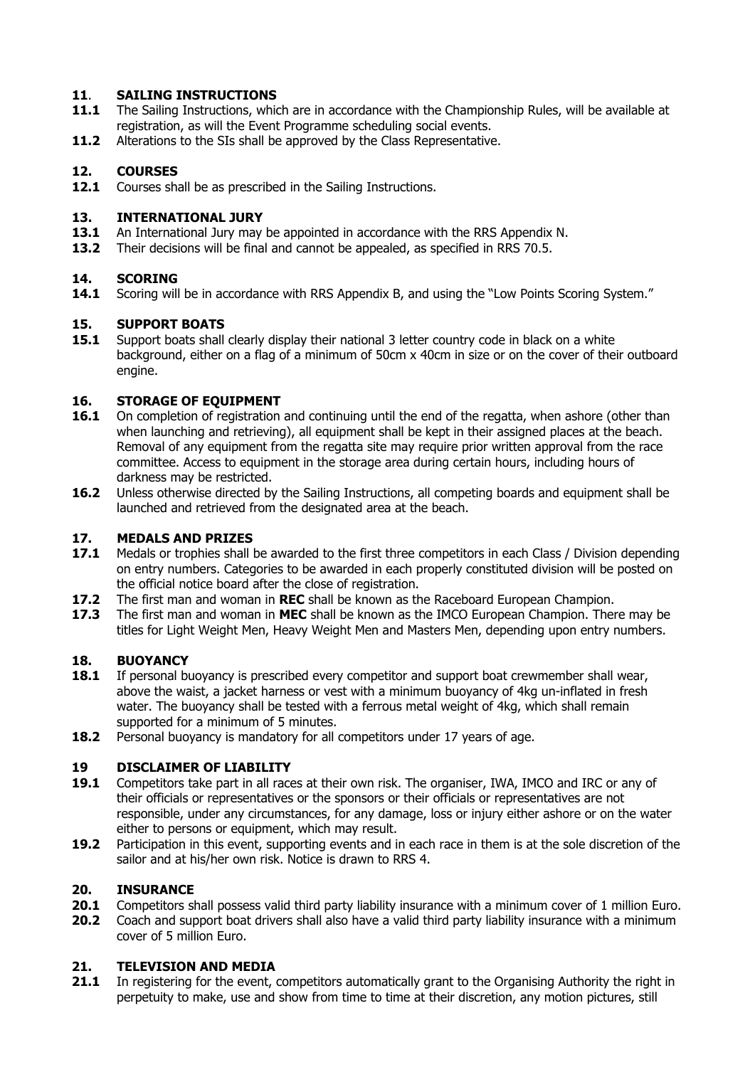## 11. SAILING INSTRUCTIONS

**11.1** The Sailing Instructions, which are in accordance with the Championship Rules, will be available at registration, as will the Event Programme scheduling social events.

**11.2** Alterations to the SIs shall be approved by the Class Representative.

## 12. COURSES

**12.1** Courses shall be as prescribed in the Sailing Instructions.

## 13. INTERNATIONAL JURY

**13.1** An International Jury may be appointed in accordance with the RRS Appendix N.

**13.2** Their decisions will be final and cannot be appealed, as specified in RRS 70.5.

## 14. SCORING

**14.1** Scoring will be in accordance with RRS Appendix B, and using the "Low Points Scoring System."

## 15. SUPPORT BOATS

**15.1** Support boats shall clearly display their national 3 letter country code in black on a white background, either on a flag of a minimum of 50cm x 40cm in size or on the cover of their outboard engine.

## 16. STORAGE OF EQUIPMENT

**16.1** On completion of registration and continuing until the end of the regatta, when ashore (other than when launching and retrieving), all equipment shall be kept in their assigned places at the beach. Removal of any equipment from the regatta site may require prior written approval from the race committee. Access to equipment in the storage area during certain hours, including hours of darkness may be restricted.

**16.2** Unless otherwise directed by the Sailing Instructions, all competing boards and equipment shall be launched and retrieved from the designated area at the beach.

## 17. MEDALS AND PRIZES

**17.1** Medals or trophies shall be awarded to the first three competitors in each Class / Division depending on entry numbers. Categories to be awarded in each properly constituted division will be posted on the official notice board after the close of registration.

**17.2** The first man and woman in **REC** shall be known as the Raceboard European Champion.

**17.3** The first man and woman in **MEC** shall be known as the IMCO European Champion. There may be titles for Light Weight Men, Heavy Weight Men and Masters Men, depending upon entry numbers.

## 18. BUOYANCY

**18.1** If personal buoyancy is prescribed every competitor and support boat crewmember shall wear, above the waist, a jacket harness or vest with a minimum buoyancy of 4kg un-inflated in fresh water. The buoyancy shall be tested with a ferrous metal weight of 4kg, which shall remain supported for a minimum of 5 minutes.

**18.2** Personal buoyancy is mandatory for all competitors under 17 years of age.

## 19 DISCLAIMER OF LIABILITY

**19.1** Competitors take part in all races at their own risk. The organiser, IWA, IMCO and IRC or any of their officials or representatives or the sponsors or their officials or representatives are not responsible, under any circumstances, for any damage, loss or injury either ashore or on the water either to persons or equipment, which may result.

**19.2** Participation in this event, supporting events and in each race in them is at the sole discretion of the sailor and at his/her own risk. Notice is drawn to RRS 4.

## 20. INSURANCE

**20.1** Competitors shall possess valid third party liability insurance with a minimum cover of 1 million Euro.

**20.2** Coach and support boat drivers shall also have a valid third party liability insurance with a minimum cover of 5 million Euro.

## 21. TELEVISION AND MEDIA

**21.1** In registering for the event, competitors automatically grant to the Organising Authority the right in perpetuity to make, use and show from time to time at their discretion, any motion pictures, still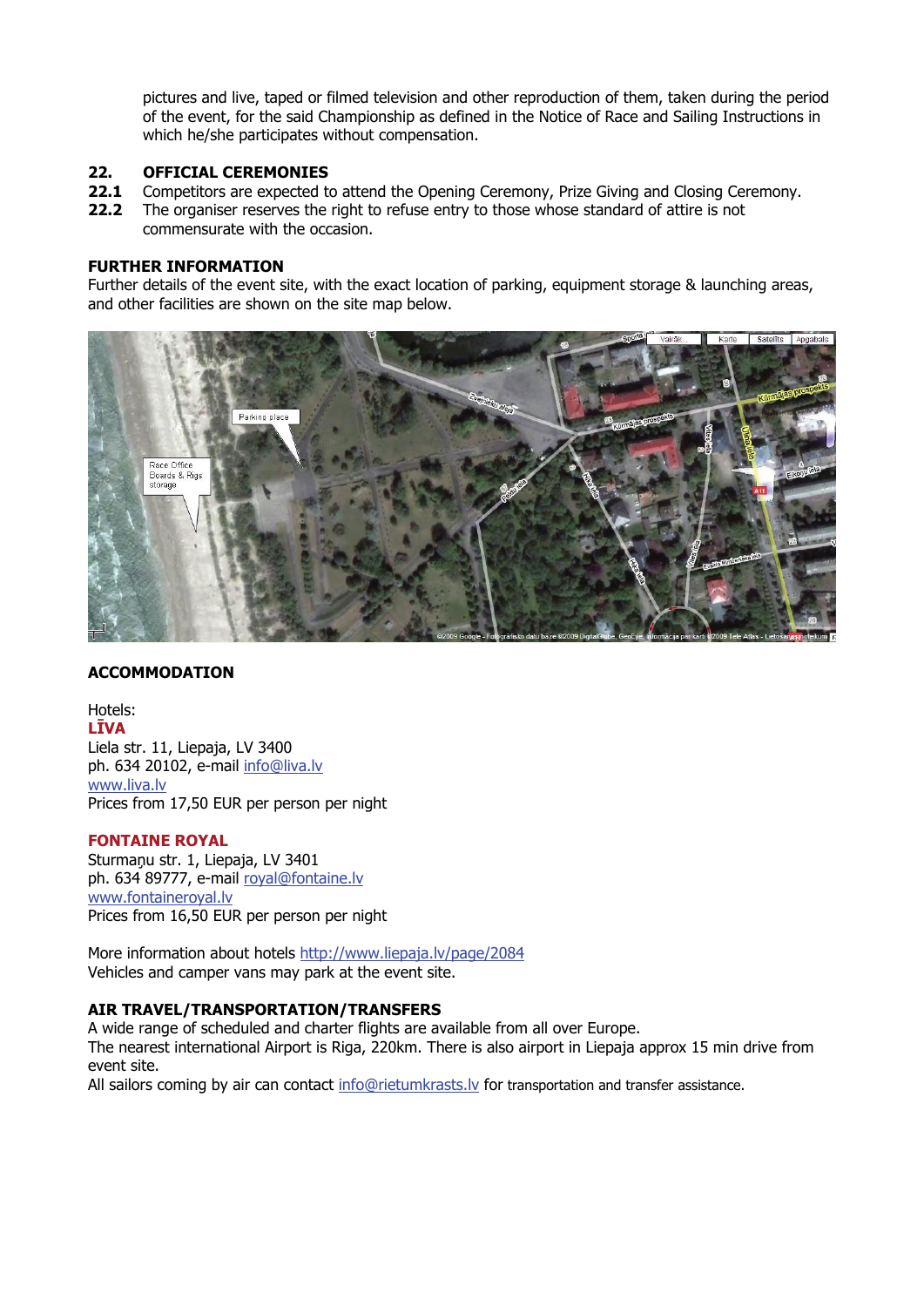pictures and live, taped or filmed television and other reproduction of them, taken during the period of the event, for the said Championship as defined in the Notice of Race and Sailing Instructions in which he/she participates without compensation.

## 22. OFFICIAL CEREMONIES

**22.1** Competitors are expected to attend the Opening Ceremony, Prize Giving and Closing Ceremony.

**22.2** The organiser reserves the right to refuse entry to those whose standard of attire is not commensurate with the occasion.

## FURTHER INFORMATION

Further details of the event site, with the exact location of parking, equipment storage & launching areas, and other facilities are shown on the site map below.

Parking place

Race Office
Boards & Rigs
storage

## ACCOMMODATION

Hotels:

**LĪVA**
Liela str. 11, Liepaja, LV 3400
ph. 634 20102, e-mail info@liva.lv
www.liva.lv
Prices from 17,50 EUR per person per night

**FONTAINE ROYAL**
Sturmaņu str. 1, Liepaja, LV 3401
ph. 634 89777, e-mail royal@fontaine.lv
www.fontaineroyal.lv
Prices from 16,50 EUR per person per night

More information about hotels http://www.liepaja.lv/page/2084
Vehicles and camper vans may park at the event site.

## AIR TRAVEL/TRANSPORTATION/TRANSFERS

A wide range of scheduled and charter flights are available from all over Europe.
The nearest international Airport is Riga, 220km. There is also airport in Liepaja approx 15 min drive from event site.
All sailors coming by air can contact info@rietumkrasts.lv for transportation and transfer assistance.